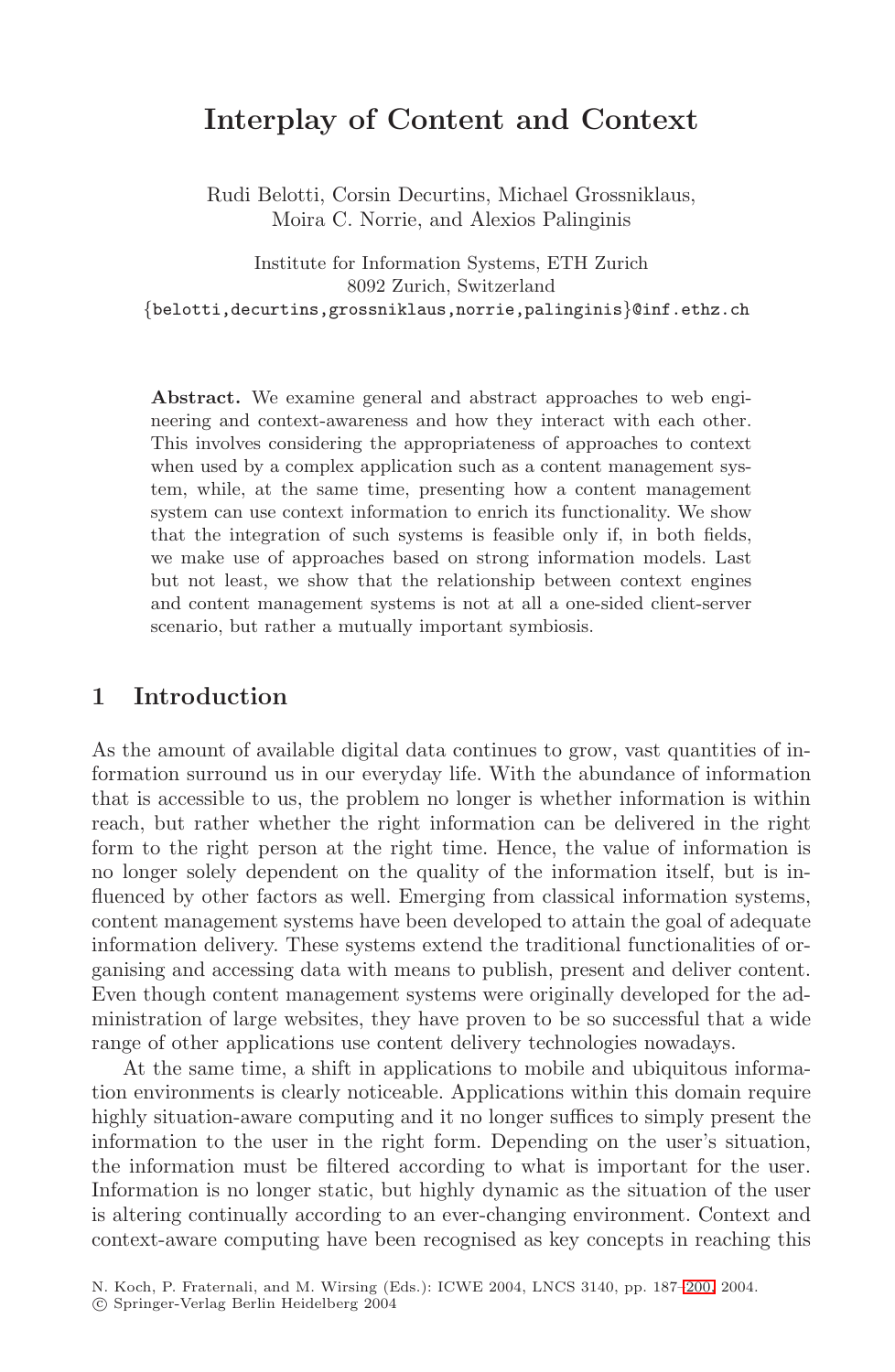# Interplay of Content and Context

Rudi Belotti, Corsin Decurtins, Michael Grossniklaus, Moira C. Norrie, and Alexios Palinginis

Institute for Information Systems, ETH Zurich
8092 Zurich, Switzerland
{belotti,decurtins,grossniklaus,norrie,palinginis}@inf.ethz.ch

**Abstract.** We examine general and abstract approaches to web engineering and context-awareness and how they interact with each other. This involves considering the appropriateness of approaches to context when used by a complex application such as a content management system, while, at the same time, presenting how a content management system can use context information to enrich its functionality. We show that the integration of such systems is feasible only if, in both fields, we make use of approaches based on strong information models. Last but not least, we show that the relationship between context engines and content management systems is not at all a one-sided client-server scenario, but rather a mutually important symbiosis.

## 1 Introduction

As the amount of available digital data continues to grow, vast quantities of information surround us in our everyday life. With the abundance of information that is accessible to us, the problem no longer is whether information is within reach, but rather whether the right information can be delivered in the right form to the right person at the right time. Hence, the value of information is no longer solely dependent on the quality of the information itself, but is influenced by other factors as well. Emerging from classical information systems, content management systems have been developed to attain the goal of adequate information delivery. These systems extend the traditional functionalities of organising and accessing data with means to publish, present and deliver content. Even though content management systems were originally developed for the administration of large websites, they have proven to be so successful that a wide range of other applications use content delivery technologies nowadays.

At the same time, a shift in applications to mobile and ubiquitous information environments is clearly noticeable. Applications within this domain require highly situation-aware computing and it no longer suffices to simply present the information to the user in the right form. Depending on the user's situation, the information must be filtered according to what is important for the user. Information is no longer static, but highly dynamic as the situation of the user is altering continually according to an ever-changing environment. Context and context-aware computing have been recognised as key concepts in reaching this

N. Koch, P. Fraternali, and M. Wirsing (Eds.): ICWE 2004, LNCS 3140, pp. 187–200, 2004.
© Springer-Verlag Berlin Heidelberg 2004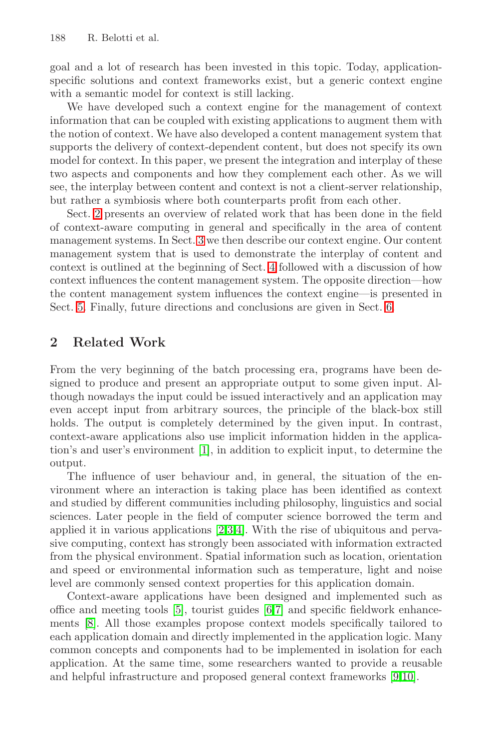goal and a lot of research has been invested in this topic. Today, application-specific solutions and context frameworks exist, but a generic context engine with a semantic model for context is still lacking.

We have developed such a context engine for the management of context information that can be coupled with existing applications to augment them with the notion of context. We have also developed a content management system that supports the delivery of context-dependent content, but does not specify its own model for context. In this paper, we present the integration and interplay of these two aspects and components and how they complement each other. As we will see, the interplay between content and context is not a client-server relationship, but rather a symbiosis where both counterparts profit from each other.

Sect. 2 presents an overview of related work that has been done in the field of context-aware computing in general and specifically in the area of content management systems. In Sect. 3 we then describe our context engine. Our content management system that is used to demonstrate the interplay of content and context is outlined at the beginning of Sect. 4 followed with a discussion of how context influences the content management system. The opposite direction—how the content management system influences the context engine—is presented in Sect. 5. Finally, future directions and conclusions are given in Sect. 6.

## 2 Related Work

From the very beginning of the batch processing era, programs have been designed to produce and present an appropriate output to some given input. Although nowadays the input could be issued interactively and an application may even accept input from arbitrary sources, the principle of the black-box still holds. The output is completely determined by the given input. In contrast, context-aware applications also use implicit information hidden in the application's and user's environment [1], in addition to explicit input, to determine the output.

The influence of user behaviour and, in general, the situation of the environment where an interaction is taking place has been identified as context and studied by different communities including philosophy, linguistics and social sciences. Later people in the field of computer science borrowed the term and applied it in various applications [2,3,4]. With the rise of ubiquitous and pervasive computing, context has strongly been associated with information extracted from the physical environment. Spatial information such as location, orientation and speed or environmental information such as temperature, light and noise level are commonly sensed context properties for this application domain.

Context-aware applications have been designed and implemented such as office and meeting tools [5], tourist guides [6,7] and specific fieldwork enhancements [8]. All those examples propose context models specifically tailored to each application domain and directly implemented in the application logic. Many common concepts and components had to be implemented in isolation for each application. At the same time, some researchers wanted to provide a reusable and helpful infrastructure and proposed general context frameworks [9,10].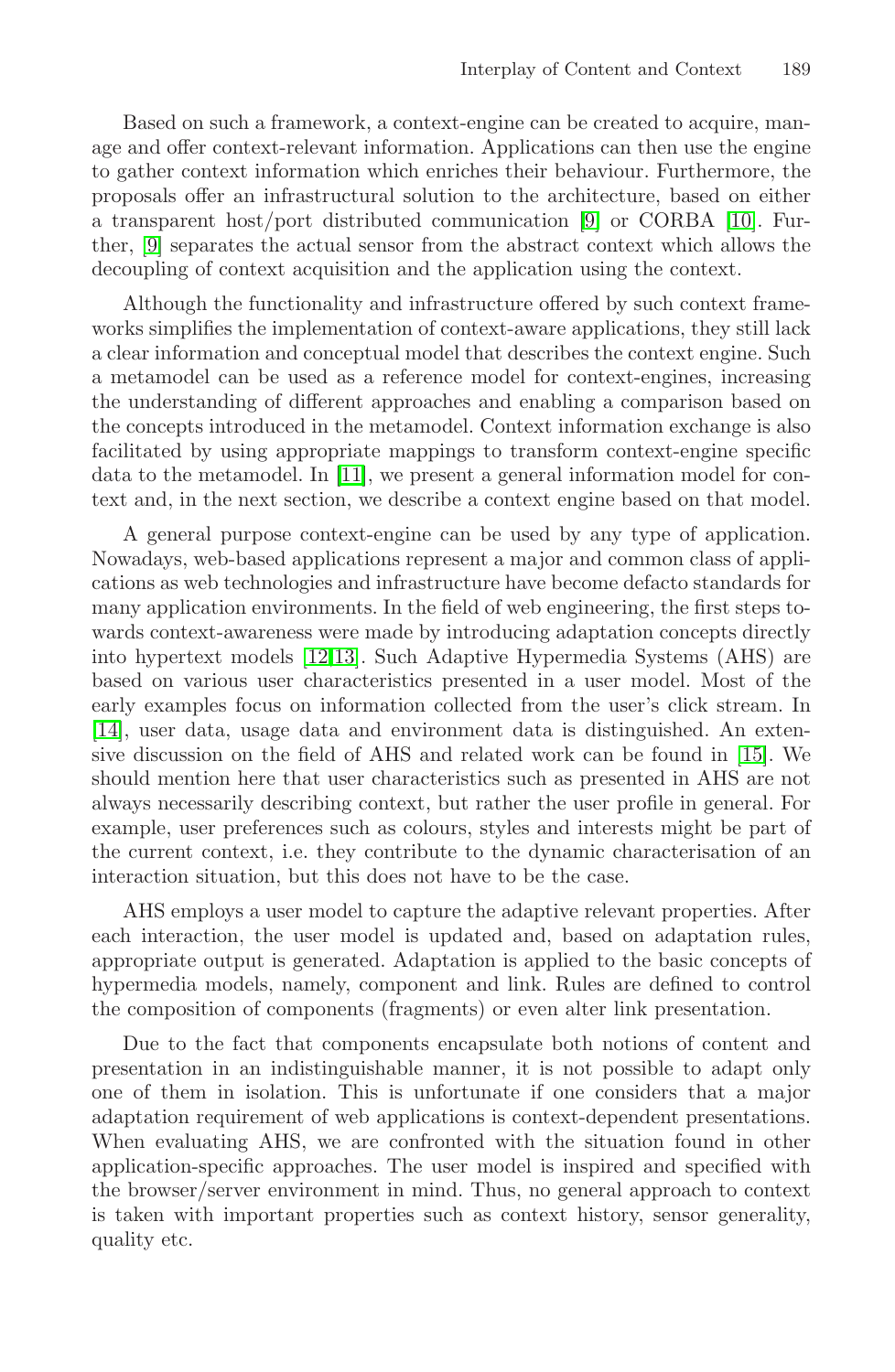Based on such a framework, a context-engine can be created to acquire, manage and offer context-relevant information. Applications can then use the engine to gather context information which enriches their behaviour. Furthermore, the proposals offer an infrastructural solution to the architecture, based on either a transparent host/port distributed communication [9] or CORBA [10]. Further, [9] separates the actual sensor from the abstract context which allows the decoupling of context acquisition and the application using the context.

Although the functionality and infrastructure offered by such context frameworks simplifies the implementation of context-aware applications, they still lack a clear information and conceptual model that describes the context engine. Such a metamodel can be used as a reference model for context-engines, increasing the understanding of different approaches and enabling a comparison based on the concepts introduced in the metamodel. Context information exchange is also facilitated by using appropriate mappings to transform context-engine specific data to the metamodel. In [11], we present a general information model for context and, in the next section, we describe a context engine based on that model.

A general purpose context-engine can be used by any type of application. Nowadays, web-based applications represent a major and common class of applications as web technologies and infrastructure have become defacto standards for many application environments. In the field of web engineering, the first steps towards context-awareness were made by introducing adaptation concepts directly into hypertext models [12,13]. Such Adaptive Hypermedia Systems (AHS) are based on various user characteristics presented in a user model. Most of the early examples focus on information collected from the user's click stream. In [14], user data, usage data and environment data is distinguished. An extensive discussion on the field of AHS and related work can be found in [15]. We should mention here that user characteristics such as presented in AHS are not always necessarily describing context, but rather the user profile in general. For example, user preferences such as colours, styles and interests might be part of the current context, i.e. they contribute to the dynamic characterisation of an interaction situation, but this does not have to be the case.

AHS employs a user model to capture the adaptive relevant properties. After each interaction, the user model is updated and, based on adaptation rules, appropriate output is generated. Adaptation is applied to the basic concepts of hypermedia models, namely, component and link. Rules are defined to control the composition of components (fragments) or even alter link presentation.

Due to the fact that components encapsulate both notions of content and presentation in an indistinguishable manner, it is not possible to adapt only one of them in isolation. This is unfortunate if one considers that a major adaptation requirement of web applications is context-dependent presentations. When evaluating AHS, we are confronted with the situation found in other application-specific approaches. The user model is inspired and specified with the browser/server environment in mind. Thus, no general approach to context is taken with important properties such as context history, sensor generality, quality etc.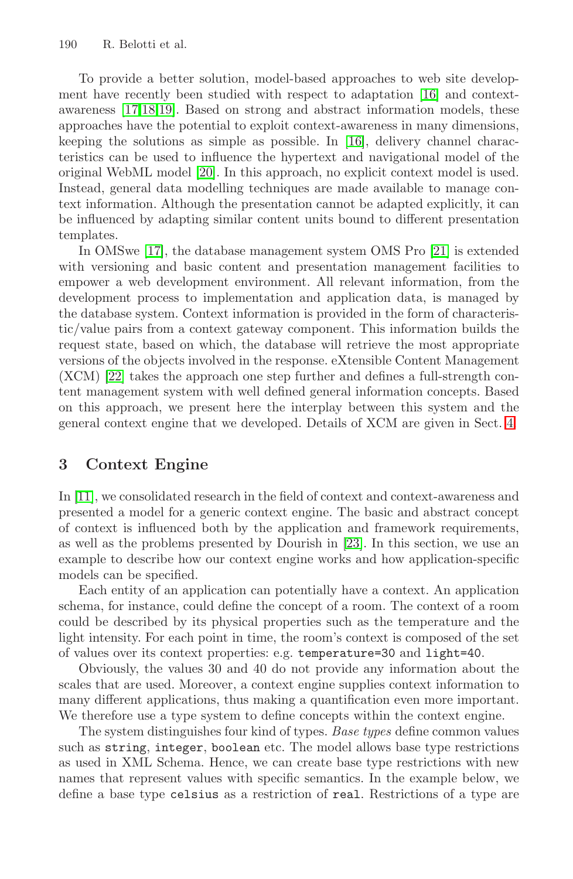To provide a better solution, model-based approaches to web site development have recently been studied with respect to adaptation [16] and context-awareness [17,18,19]. Based on strong and abstract information models, these approaches have the potential to exploit context-awareness in many dimensions, keeping the solutions as simple as possible. In [16], delivery channel characteristics can be used to influence the hypertext and navigational model of the original WebML model [20]. In this approach, no explicit context model is used. Instead, general data modelling techniques are made available to manage context information. Although the presentation cannot be adapted explicitly, it can be influenced by adapting similar content units bound to different presentation templates.

In OMSwe [17], the database management system OMS Pro [21] is extended with versioning and basic content and presentation management facilities to empower a web development environment. All relevant information, from the development process to implementation and application data, is managed by the database system. Context information is provided in the form of characteristic/value pairs from a context gateway component. This information builds the request state, based on which, the database will retrieve the most appropriate versions of the objects involved in the response. eXtensible Content Management (XCM) [22] takes the approach one step further and defines a full-strength content management system with well defined general information concepts. Based on this approach, we present here the interplay between this system and the general context engine that we developed. Details of XCM are given in Sect. 4.

## 3 Context Engine

In [11], we consolidated research in the field of context and context-awareness and presented a model for a generic context engine. The basic and abstract concept of context is influenced both by the application and framework requirements, as well as the problems presented by Dourish in [23]. In this section, we use an example to describe how our context engine works and how application-specific models can be specified.

Each entity of an application can potentially have a context. An application schema, for instance, could define the concept of a room. The context of a room could be described by its physical properties such as the temperature and the light intensity. For each point in time, the room's context is composed of the set of values over its context properties: e.g. `temperature=30` and `light=40`.

Obviously, the values 30 and 40 do not provide any information about the scales that are used. Moreover, a context engine supplies context information to many different applications, thus making a quantification even more important. We therefore use a type system to define concepts within the context engine.

The system distinguishes four kind of types. *Base types* define common values such as `string`, `integer`, `boolean` etc. The model allows base type restrictions as used in XML Schema. Hence, we can create base type restrictions with new names that represent values with specific semantics. In the example below, we define a base type `celsius` as a restriction of `real`. Restrictions of a type are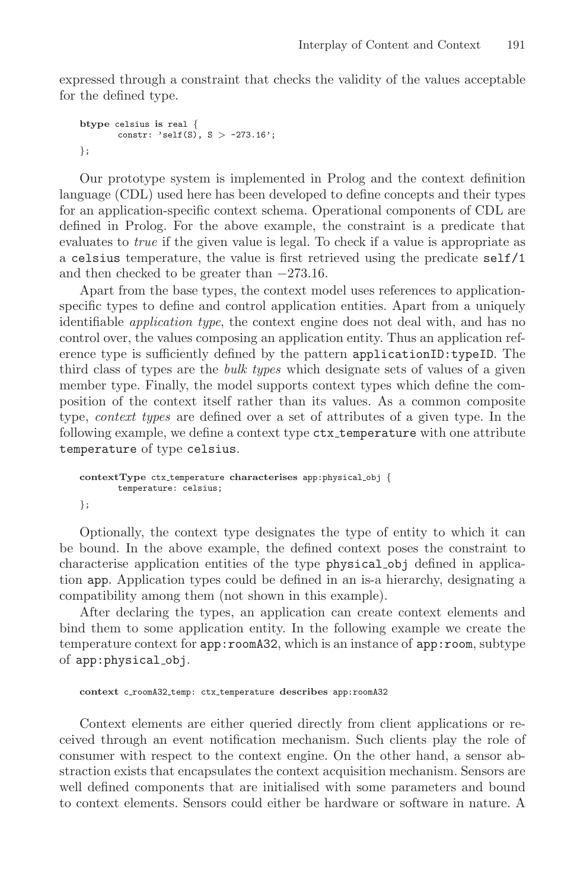expressed through a constraint that checks the validity of the values acceptable for the defined type.

```
btype celsius is real {
       constr: 'self(S), S > -273.16';
};
```

Our prototype system is implemented in Prolog and the context definition language (CDL) used here has been developed to define concepts and their types for an application-specific context schema. Operational components of CDL are defined in Prolog. For the above example, the constraint is a predicate that evaluates to *true* if the given value is legal. To check if a value is appropriate as a `celsius` temperature, the value is first retrieved using the predicate `self/1` and then checked to be greater than $-273.16$.

Apart from the base types, the context model uses references to application-specific types to define and control application entities. Apart from a uniquely identifiable *application type*, the context engine does not deal with, and has no control over, the values composing an application entity. Thus an application reference type is sufficiently defined by the pattern `applicationID:typeID`. The third class of types are the *bulk types* which designate sets of values of a given member type. Finally, the model supports context types which define the composition of the context itself rather than its values. As a common composite type, *context types* are defined over a set of attributes of a given type. In the following example, we define a context type `ctx_temperature` with one attribute `temperature` of type `celsius`.

```
contextType ctx_temperature characterises app:physical_obj {
       temperature: celsius;
};
```

Optionally, the context type designates the type of entity to which it can be bound. In the above example, the defined context poses the constraint to characterise application entities of the type `physical_obj` defined in application `app`. Application types could be defined in an is-a hierarchy, designating a compatibility among them (not shown in this example).

After declaring the types, an application can create context elements and bind them to some application entity. In the following example we create the temperature context for `app:roomA32`, which is an instance of `app:room`, subtype of `app:physical_obj`.

```
context c_roomA32_temp: ctx_temperature describes app:roomA32
```

Context elements are either queried directly from client applications or received through an event notification mechanism. Such clients play the role of consumer with respect to the context engine. On the other hand, a sensor abstraction exists that encapsulates the context acquisition mechanism. Sensors are well defined components that are initialised with some parameters and bound to context elements. Sensors could either be hardware or software in nature. A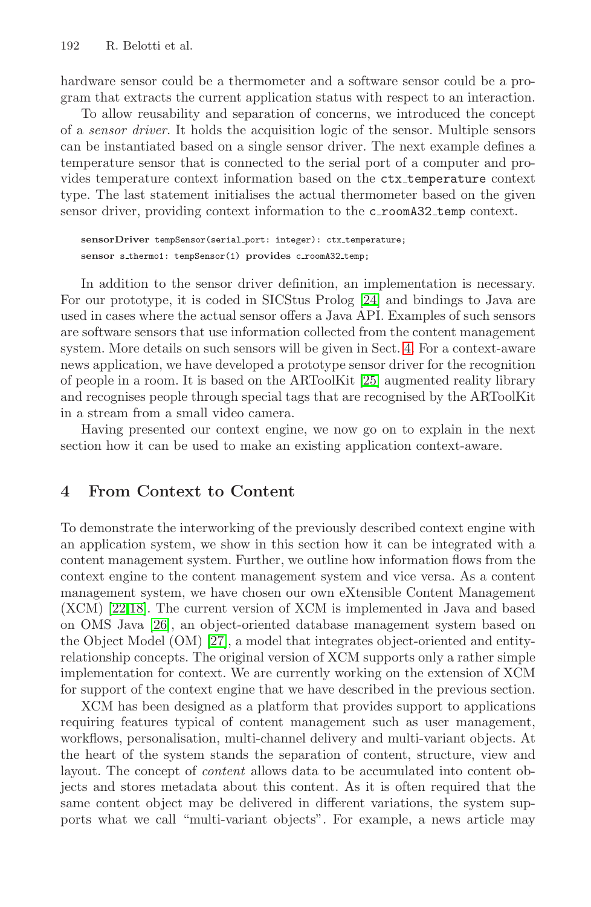hardware sensor could be a thermometer and a software sensor could be a program that extracts the current application status with respect to an interaction.

To allow reusability and separation of concerns, we introduced the concept of a *sensor driver*. It holds the acquisition logic of the sensor. Multiple sensors can be instantiated based on a single sensor driver. The next example defines a temperature sensor that is connected to the serial port of a computer and provides temperature context information based on the `ctx_temperature` context type. The last statement initialises the actual thermometer based on the given sensor driver, providing context information to the `c_roomA32_temp` context.

```
sensorDriver tempSensor(serial_port: integer): ctx_temperature;
sensor s_thermo1: tempSensor(1) provides c_roomA32_temp;
```

In addition to the sensor driver definition, an implementation is necessary. For our prototype, it is coded in SICStus Prolog [24] and bindings to Java are used in cases where the actual sensor offers a Java API. Examples of such sensors are software sensors that use information collected from the content management system. More details on such sensors will be given in Sect. 4. For a context-aware news application, we have developed a prototype sensor driver for the recognition of people in a room. It is based on the ARToolKit [25] augmented reality library and recognises people through special tags that are recognised by the ARToolKit in a stream from a small video camera.

Having presented our context engine, we now go on to explain in the next section how it can be used to make an existing application context-aware.

## 4 From Context to Content

To demonstrate the interworking of the previously described context engine with an application system, we show in this section how it can be integrated with a content management system. Further, we outline how information flows from the context engine to the content management system and vice versa. As a content management system, we have chosen our own eXtensible Content Management (XCM) [22,18]. The current version of XCM is implemented in Java and based on OMS Java [26], an object-oriented database management system based on the Object Model (OM) [27], a model that integrates object-oriented and entity-relationship concepts. The original version of XCM supports only a rather simple implementation for context. We are currently working on the extension of XCM for support of the context engine that we have described in the previous section.

XCM has been designed as a platform that provides support to applications requiring features typical of content management such as user management, workflows, personalisation, multi-channel delivery and multi-variant objects. At the heart of the system stands the separation of content, structure, view and layout. The concept of *content* allows data to be accumulated into content objects and stores metadata about this content. As it is often required that the same content object may be delivered in different variations, the system supports what we call "multi-variant objects". For example, a news article may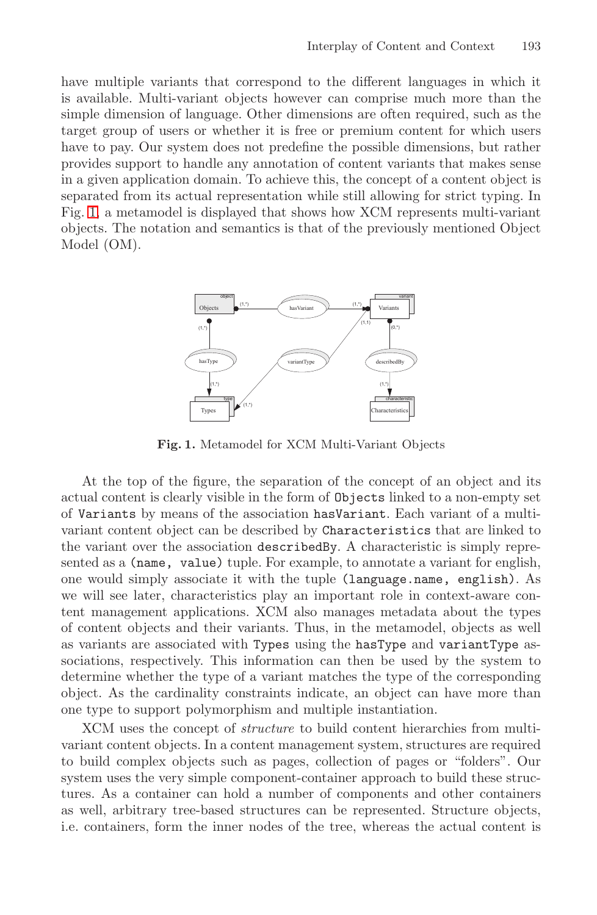have multiple variants that correspond to the different languages in which it is available. Multi-variant objects however can comprise much more than the simple dimension of language. Other dimensions are often required, such as the target group of users or whether it is free or premium content for which users have to pay. Our system does not predefine the possible dimensions, but rather provides support to handle any annotation of content variants that makes sense in a given application domain. To achieve this, the concept of a content object is separated from its actual representation while still allowing for strict typing. In Fig. 1, a metamodel is displayed that shows how XCM represents multi-variant objects. The notation and semantics is that of the previously mentioned Object Model (OM).

**Fig. 1.** Metamodel for XCM Multi-Variant Objects

At the top of the figure, the separation of the concept of an object and its actual content is clearly visible in the form of `Objects` linked to a non-empty set of `Variants` by means of the association `hasVariant`. Each variant of a multi-variant content object can be described by `Characteristics` that are linked to the variant over the association `describedBy`. A characteristic is simply represented as a `(name, value)` tuple. For example, to annotate a variant for english, one would simply associate it with the tuple `(language.name, english)`. As we will see later, characteristics play an important role in context-aware content management applications. XCM also manages metadata about the types of content objects and their variants. Thus, in the metamodel, objects as well as variants are associated with `Types` using the `hasType` and `variantType` associations, respectively. This information can then be used by the system to determine whether the type of a variant matches the type of the corresponding object. As the cardinality constraints indicate, an object can have more than one type to support polymorphism and multiple instantiation.

XCM uses the concept of *structure* to build content hierarchies from multi-variant content objects. In a content management system, structures are required to build complex objects such as pages, collection of pages or "folders". Our system uses the very simple component-container approach to build these structures. As a container can hold a number of components and other containers as well, arbitrary tree-based structures can be represented. Structure objects, i.e. containers, form the inner nodes of the tree, whereas the actual content is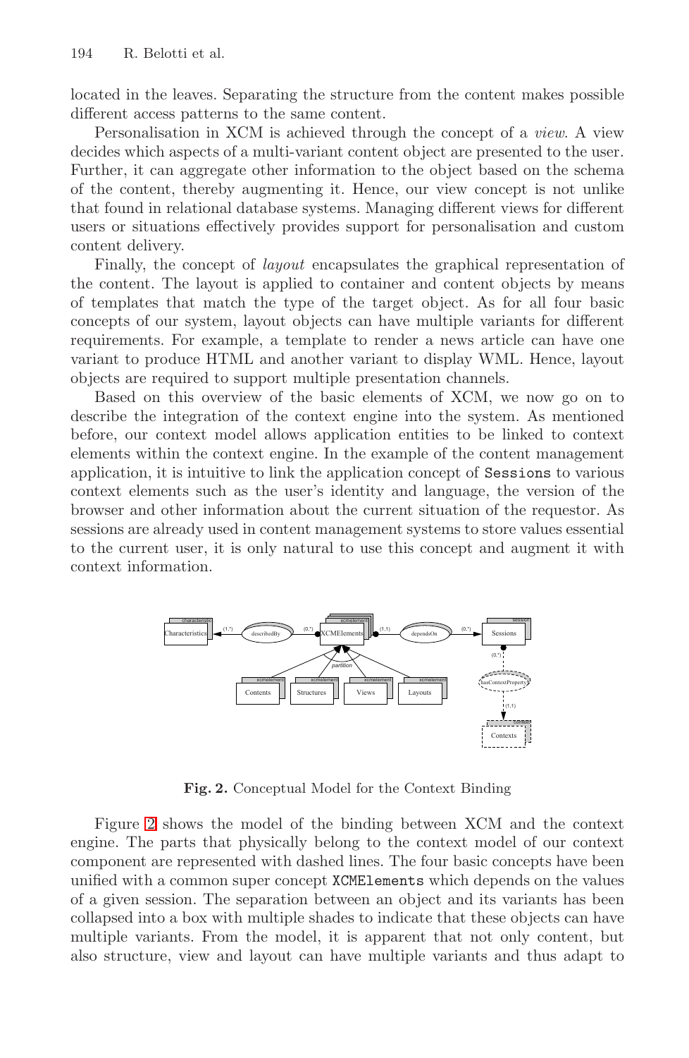located in the leaves. Separating the structure from the content makes possible different access patterns to the same content.

Personalisation in XCM is achieved through the concept of a *view*. A view decides which aspects of a multi-variant content object are presented to the user. Further, it can aggregate other information to the object based on the schema of the content, thereby augmenting it. Hence, our view concept is not unlike that found in relational database systems. Managing different views for different users or situations effectively provides support for personalisation and custom content delivery.

Finally, the concept of *layout* encapsulates the graphical representation of the content. The layout is applied to container and content objects by means of templates that match the type of the target object. As for all four basic concepts of our system, layout objects can have multiple variants for different requirements. For example, a template to render a news article can have one variant to produce HTML and another variant to display WML. Hence, layout objects are required to support multiple presentation channels.

Based on this overview of the basic elements of XCM, we now go on to describe the integration of the context engine into the system. As mentioned before, our context model allows application entities to be linked to context elements within the context engine. In the example of the content management application, it is intuitive to link the application concept of `Sessions` to various context elements such as the user's identity and language, the version of the browser and other information about the current situation of the requestor. As sessions are already used in content management systems to store values essential to the current user, it is only natural to use this concept and augment it with context information.

**Fig. 2.** Conceptual Model for the Context Binding

Figure 2 shows the model of the binding between XCM and the context engine. The parts that physically belong to the context model of our context component are represented with dashed lines. The four basic concepts have been unified with a common super concept `XCMElements` which depends on the values of a given session. The separation between an object and its variants has been collapsed into a box with multiple shades to indicate that these objects can have multiple variants. From the model, it is apparent that not only content, but also structure, view and layout can have multiple variants and thus adapt to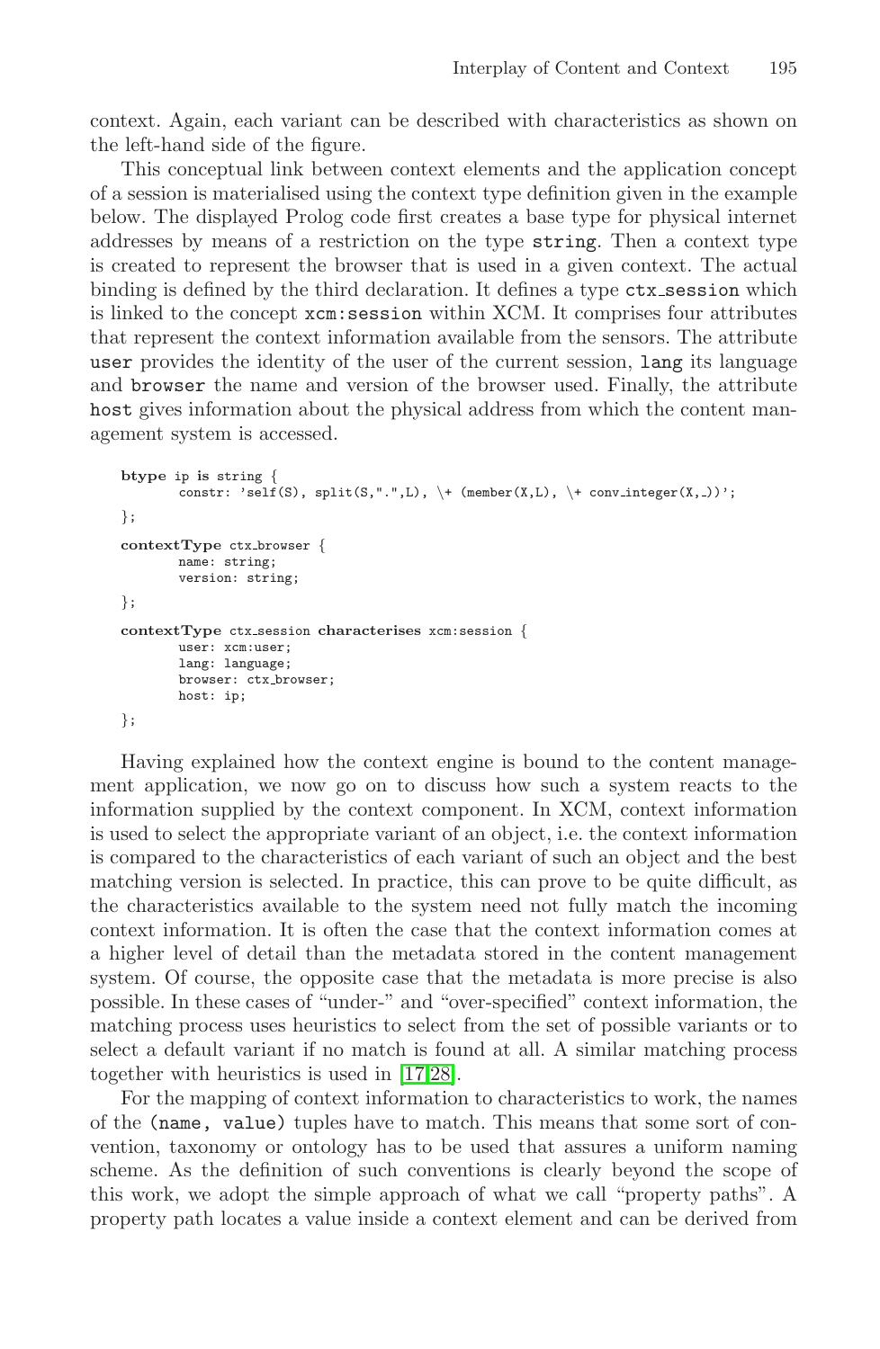context. Again, each variant can be described with characteristics as shown on the left-hand side of the figure.

This conceptual link between context elements and the application concept of a session is materialised using the context type definition given in the example below. The displayed Prolog code first creates a base type for physical internet addresses by means of a restriction on the type `string`. Then a context type is created to represent the browser that is used in a given context. The actual binding is defined by the third declaration. It defines a type `ctx_session` which is linked to the concept `xcm:session` within XCM. It comprises four attributes that represent the context information available from the sensors. The attribute `user` provides the identity of the user of the current session, `lang` its language and `browser` the name and version of the browser used. Finally, the attribute `host` gives information about the physical address from which the content management system is accessed.

```
btype ip is string {
        constr: 'self(S), split(S,".",L), \+ (member(X,L), \+ conv_integer(X,_))';
};

contextType ctx_browser {
        name: string;
        version: string;
};

contextType ctx_session characterises xcm:session {
        user: xcm:user;
        lang: language;
        browser: ctx_browser;
        host: ip;
};
```

Having explained how the context engine is bound to the content management application, we now go on to discuss how such a system reacts to the information supplied by the context component. In XCM, context information is used to select the appropriate variant of an object, i.e. the context information is compared to the characteristics of each variant of such an object and the best matching version is selected. In practice, this can prove to be quite difficult, as the characteristics available to the system need not fully match the incoming context information. It is often the case that the context information comes at a higher level of detail than the metadata stored in the content management system. Of course, the opposite case that the metadata is more precise is also possible. In these cases of "under-" and "over-specified" context information, the matching process uses heuristics to select from the set of possible variants or to select a default variant if no match is found at all. A similar matching process together with heuristics is used in [17,28].

For the mapping of context information to characteristics to work, the names of the `(name, value)` tuples have to match. This means that some sort of convention, taxonomy or ontology has to be used that assures a uniform naming scheme. As the definition of such conventions is clearly beyond the scope of this work, we adopt the simple approach of what we call "property paths". A property path locates a value inside a context element and can be derived from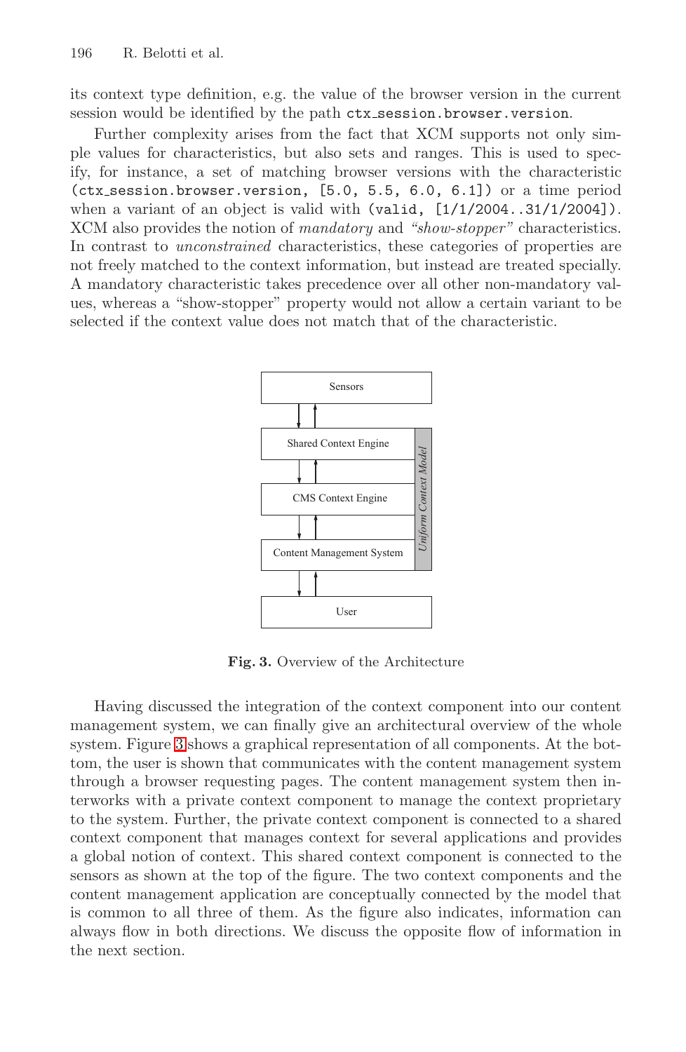its context type definition, e.g. the value of the browser version in the current session would be identified by the path `ctx_session.browser.version`.

Further complexity arises from the fact that XCM supports not only simple values for characteristics, but also sets and ranges. This is used to specify, for instance, a set of matching browser versions with the characteristic `(ctx_session.browser.version, [5.0, 5.5, 6.0, 6.1])` or a time period when a variant of an object is valid with `(valid, [1/1/2004..31/1/2004])`. XCM also provides the notion of *mandatory* and *"show-stopper"* characteristics. In contrast to *unconstrained* characteristics, these categories of properties are not freely matched to the context information, but instead are treated specially. A mandatory characteristic takes precedence over all other non-mandatory values, whereas a "show-stopper" property would not allow a certain variant to be selected if the context value does not match that of the characteristic.

Sensors

Shared Context Engine

CMS Context Engine

Content Management System

User

*Uniform Context Model*

**Fig. 3.** Overview of the Architecture

Having discussed the integration of the context component into our content management system, we can finally give an architectural overview of the whole system. Figure 3 shows a graphical representation of all components. At the bottom, the user is shown that communicates with the content management system through a browser requesting pages. The content management system then interworks with a private context component to manage the context proprietary to the system. Further, the private context component is connected to a shared context component that manages context for several applications and provides a global notion of context. This shared context component is connected to the sensors as shown at the top of the figure. The two context components and the content management application are conceptually connected by the model that is common to all three of them. As the figure also indicates, information can always flow in both directions. We discuss the opposite flow of information in the next section.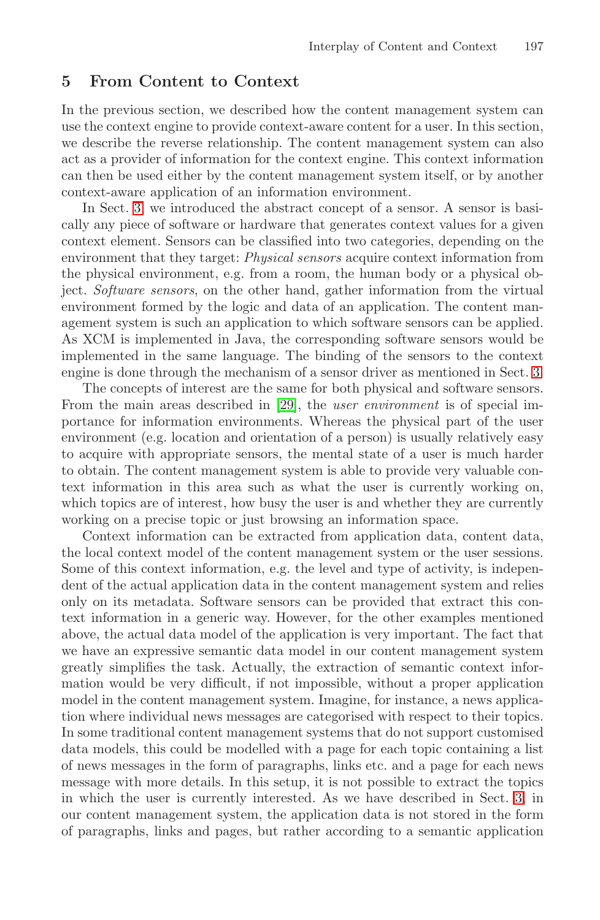## 5 From Content to Context

In the previous section, we described how the content management system can use the context engine to provide context-aware content for a user. In this section, we describe the reverse relationship. The content management system can also act as a provider of information for the context engine. This context information can then be used either by the content management system itself, or by another context-aware application of an information environment.

In Sect. 3 we introduced the abstract concept of a sensor. A sensor is basically any piece of software or hardware that generates context values for a given context element. Sensors can be classified into two categories, depending on the environment that they target: *Physical sensors* acquire context information from the physical environment, e.g. from a room, the human body or a physical object. *Software sensors*, on the other hand, gather information from the virtual environment formed by the logic and data of an application. The content management system is such an application to which software sensors can be applied. As XCM is implemented in Java, the corresponding software sensors would be implemented in the same language. The binding of the sensors to the context engine is done through the mechanism of a sensor driver as mentioned in Sect. 3.

The concepts of interest are the same for both physical and software sensors. From the main areas described in [29], the *user environment* is of special importance for information environments. Whereas the physical part of the user environment (e.g. location and orientation of a person) is usually relatively easy to acquire with appropriate sensors, the mental state of a user is much harder to obtain. The content management system is able to provide very valuable context information in this area such as what the user is currently working on, which topics are of interest, how busy the user is and whether they are currently working on a precise topic or just browsing an information space.

Context information can be extracted from application data, content data, the local context model of the content management system or the user sessions. Some of this context information, e.g. the level and type of activity, is independent of the actual application data in the content management system and relies only on its metadata. Software sensors can be provided that extract this context information in a generic way. However, for the other examples mentioned above, the actual data model of the application is very important. The fact that we have an expressive semantic data model in our content management system greatly simplifies the task. Actually, the extraction of semantic context information would be very difficult, if not impossible, without a proper application model in the content management system. Imagine, for instance, a news application where individual news messages are categorised with respect to their topics. In some traditional content management systems that do not support customised data models, this could be modelled with a page for each topic containing a list of news messages in the form of paragraphs, links etc. and a page for each news message with more details. In this setup, it is not possible to extract the topics in which the user is currently interested. As we have described in Sect. 3, in our content management system, the application data is not stored in the form of paragraphs, links and pages, but rather according to a semantic application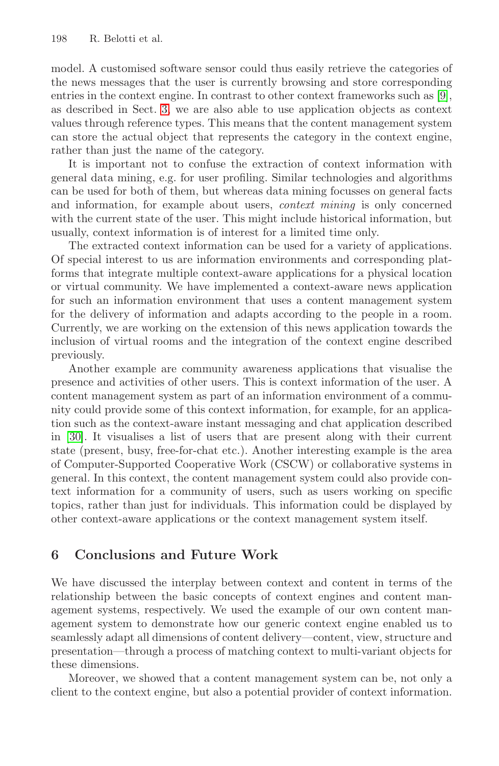model. A customised software sensor could thus easily retrieve the categories of the news messages that the user is currently browsing and store corresponding entries in the context engine. In contrast to other context frameworks such as [9], as described in Sect. 3, we are also able to use application objects as context values through reference types. This means that the content management system can store the actual object that represents the category in the context engine, rather than just the name of the category.

It is important not to confuse the extraction of context information with general data mining, e.g. for user profiling. Similar technologies and algorithms can be used for both of them, but whereas data mining focusses on general facts and information, for example about users, *context mining* is only concerned with the current state of the user. This might include historical information, but usually, context information is of interest for a limited time only.

The extracted context information can be used for a variety of applications. Of special interest to us are information environments and corresponding platforms that integrate multiple context-aware applications for a physical location or virtual community. We have implemented a context-aware news application for such an information environment that uses a content management system for the delivery of information and adapts according to the people in a room. Currently, we are working on the extension of this news application towards the inclusion of virtual rooms and the integration of the context engine described previously.

Another example are community awareness applications that visualise the presence and activities of other users. This is context information of the user. A content management system as part of an information environment of a community could provide some of this context information, for example, for an application such as the context-aware instant messaging and chat application described in [30]. It visualises a list of users that are present along with their current state (present, busy, free-for-chat etc.). Another interesting example is the area of Computer-Supported Cooperative Work (CSCW) or collaborative systems in general. In this context, the content management system could also provide context information for a community of users, such as users working on specific topics, rather than just for individuals. This information could be displayed by other context-aware applications or the context management system itself.

## 6 Conclusions and Future Work

We have discussed the interplay between context and content in terms of the relationship between the basic concepts of context engines and content management systems, respectively. We used the example of our own content management system to demonstrate how our generic context engine enabled us to seamlessly adapt all dimensions of content delivery—content, view, structure and presentation—through a process of matching context to multi-variant objects for these dimensions.

Moreover, we showed that a content management system can be, not only a client to the context engine, but also a potential provider of context information.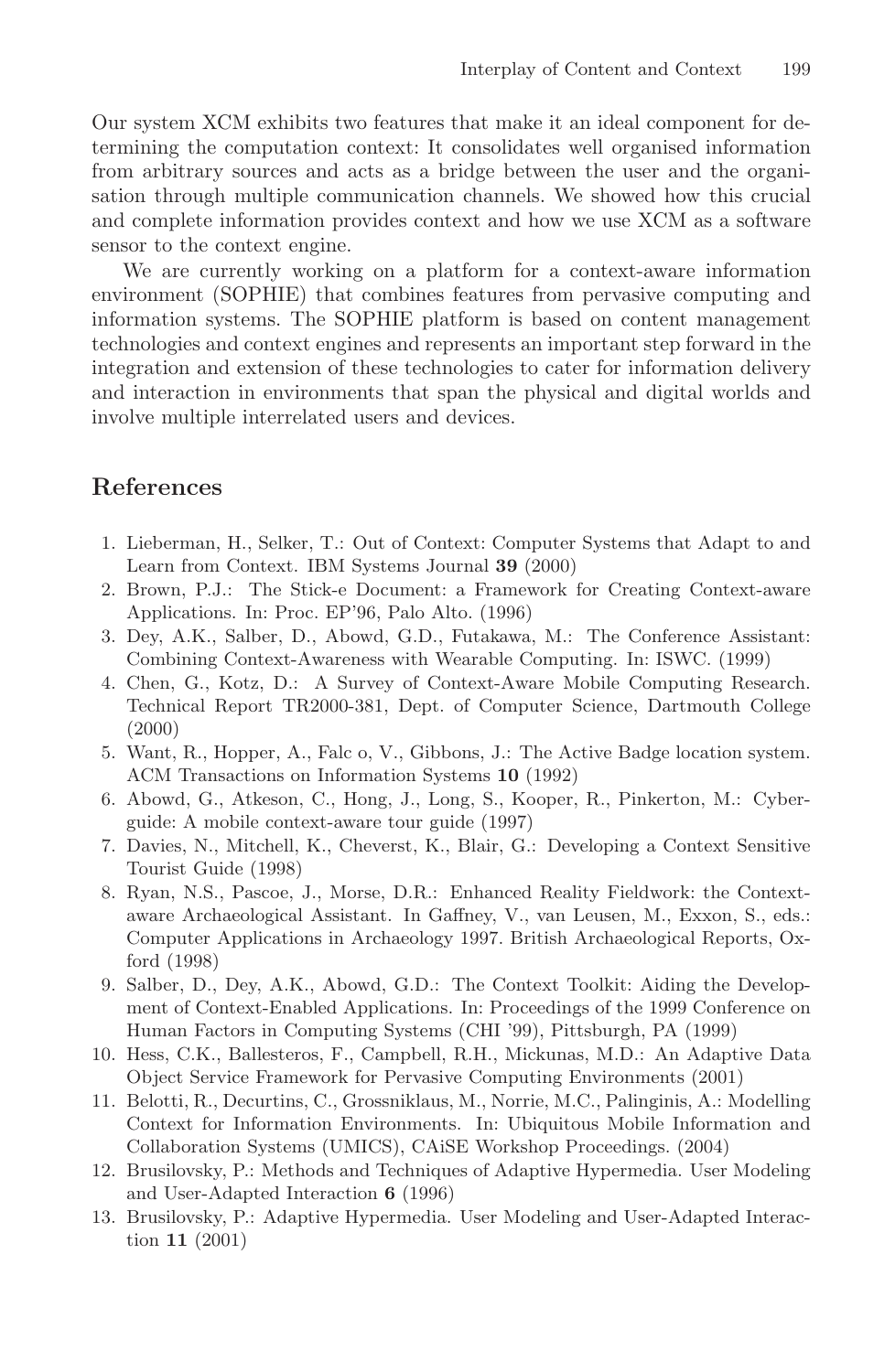Our system XCM exhibits two features that make it an ideal component for determining the computation context: It consolidates well organised information from arbitrary sources and acts as a bridge between the user and the organisation through multiple communication channels. We showed how this crucial and complete information provides context and how we use XCM as a software sensor to the context engine.

We are currently working on a platform for a context-aware information environment (SOPHIE) that combines features from pervasive computing and information systems. The SOPHIE platform is based on content management technologies and context engines and represents an important step forward in the integration and extension of these technologies to cater for information delivery and interaction in environments that span the physical and digital worlds and involve multiple interrelated users and devices.

## References

1. Lieberman, H., Selker, T.: Out of Context: Computer Systems that Adapt to and Learn from Context. IBM Systems Journal **39** (2000)
2. Brown, P.J.: The Stick-e Document: a Framework for Creating Context-aware Applications. In: Proc. EP'96, Palo Alto. (1996)
3. Dey, A.K., Salber, D., Abowd, G.D., Futakawa, M.: The Conference Assistant: Combining Context-Awareness with Wearable Computing. In: ISWC. (1999)
4. Chen, G., Kotz, D.: A Survey of Context-Aware Mobile Computing Research. Technical Report TR2000-381, Dept. of Computer Science, Dartmouth College (2000)
5. Want, R., Hopper, A., Falc o, V., Gibbons, J.: The Active Badge location system. ACM Transactions on Information Systems **10** (1992)
6. Abowd, G., Atkeson, C., Hong, J., Long, S., Kooper, R., Pinkerton, M.: Cyberguide: A mobile context-aware tour guide (1997)
7. Davies, N., Mitchell, K., Cheverst, K., Blair, G.: Developing a Context Sensitive Tourist Guide (1998)
8. Ryan, N.S., Pascoe, J., Morse, D.R.: Enhanced Reality Fieldwork: the Context-aware Archaeological Assistant. In Gaffney, V., van Leusen, M., Exxon, S., eds.: Computer Applications in Archaeology 1997. British Archaeological Reports, Oxford (1998)
9. Salber, D., Dey, A.K., Abowd, G.D.: The Context Toolkit: Aiding the Development of Context-Enabled Applications. In: Proceedings of the 1999 Conference on Human Factors in Computing Systems (CHI '99), Pittsburgh, PA (1999)
10. Hess, C.K., Ballesteros, F., Campbell, R.H., Mickunas, M.D.: An Adaptive Data Object Service Framework for Pervasive Computing Environments (2001)
11. Belotti, R., Decurtins, C., Grossniklaus, M., Norrie, M.C., Palinginis, A.: Modelling Context for Information Environments. In: Ubiquitous Mobile Information and Collaboration Systems (UMICS), CAiSE Workshop Proceedings. (2004)
12. Brusilovsky, P.: Methods and Techniques of Adaptive Hypermedia. User Modeling and User-Adapted Interaction **6** (1996)
13. Brusilovsky, P.: Adaptive Hypermedia. User Modeling and User-Adapted Interaction **11** (2001)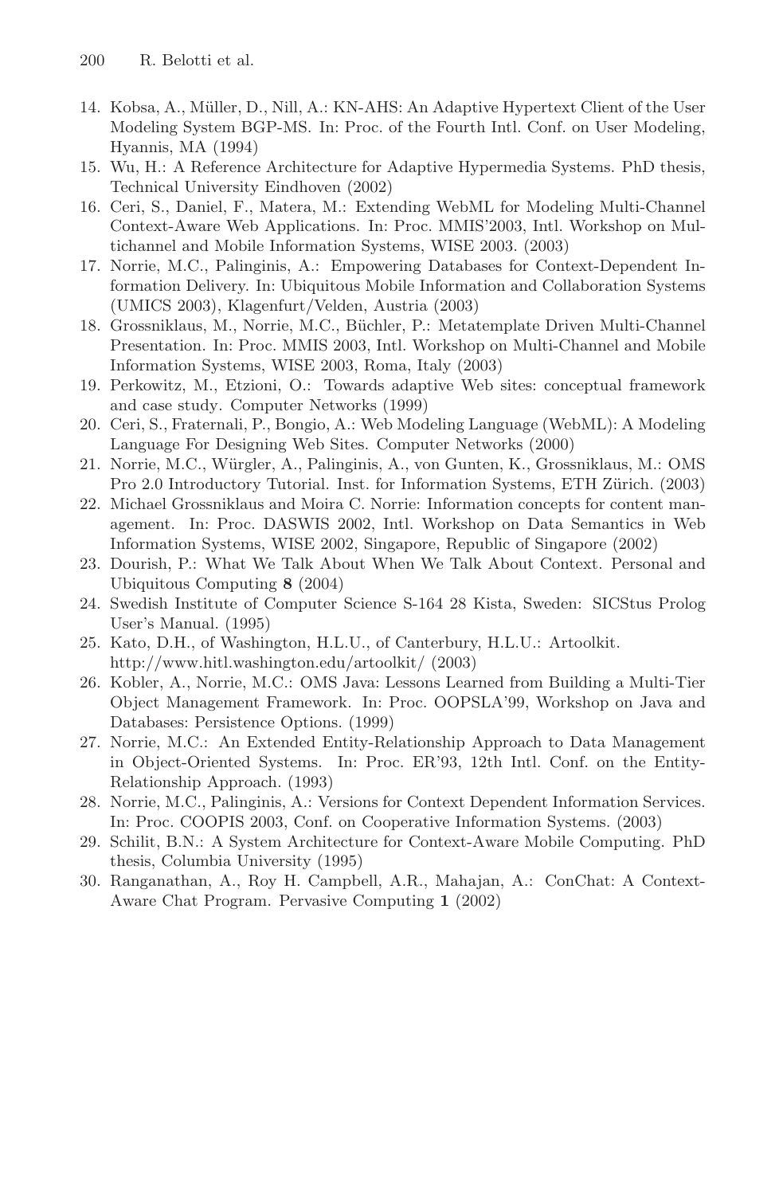14. Kobsa, A., Müller, D., Nill, A.: KN-AHS: An Adaptive Hypertext Client of the User Modeling System BGP-MS. In: Proc. of the Fourth Intl. Conf. on User Modeling, Hyannis, MA (1994)
15. Wu, H.: A Reference Architecture for Adaptive Hypermedia Systems. PhD thesis, Technical University Eindhoven (2002)
16. Ceri, S., Daniel, F., Matera, M.: Extending WebML for Modeling Multi-Channel Context-Aware Web Applications. In: Proc. MMIS'2003, Intl. Workshop on Multichannel and Mobile Information Systems, WISE 2003. (2003)
17. Norrie, M.C., Palinginis, A.: Empowering Databases for Context-Dependent Information Delivery. In: Ubiquitous Mobile Information and Collaboration Systems (UMICS 2003), Klagenfurt/Velden, Austria (2003)
18. Grossniklaus, M., Norrie, M.C., Büchler, P.: Metatemplate Driven Multi-Channel Presentation. In: Proc. MMIS 2003, Intl. Workshop on Multi-Channel and Mobile Information Systems, WISE 2003, Roma, Italy (2003)
19. Perkowitz, M., Etzioni, O.: Towards adaptive Web sites: conceptual framework and case study. Computer Networks (1999)
20. Ceri, S., Fraternali, P., Bongio, A.: Web Modeling Language (WebML): A Modeling Language For Designing Web Sites. Computer Networks (2000)
21. Norrie, M.C., Würgler, A., Palinginis, A., von Gunten, K., Grossniklaus, M.: OMS Pro 2.0 Introductory Tutorial. Inst. for Information Systems, ETH Zürich. (2003)
22. Michael Grossniklaus and Moira C. Norrie: Information concepts for content management. In: Proc. DASWIS 2002, Intl. Workshop on Data Semantics in Web Information Systems, WISE 2002, Singapore, Republic of Singapore (2002)
23. Dourish, P.: What We Talk About When We Talk About Context. Personal and Ubiquitous Computing **8** (2004)
24. Swedish Institute of Computer Science S-164 28 Kista, Sweden: SICStus Prolog User's Manual. (1995)
25. Kato, D.H., of Washington, H.L.U., of Canterbury, H.L.U.: Artoolkit. http://www.hitl.washington.edu/artoolkit/ (2003)
26. Kobler, A., Norrie, M.C.: OMS Java: Lessons Learned from Building a Multi-Tier Object Management Framework. In: Proc. OOPSLA'99, Workshop on Java and Databases: Persistence Options. (1999)
27. Norrie, M.C.: An Extended Entity-Relationship Approach to Data Management in Object-Oriented Systems. In: Proc. ER'93, 12th Intl. Conf. on the Entity-Relationship Approach. (1993)
28. Norrie, M.C., Palinginis, A.: Versions for Context Dependent Information Services. In: Proc. COOPIS 2003, Conf. on Cooperative Information Systems. (2003)
29. Schilit, B.N.: A System Architecture for Context-Aware Mobile Computing. PhD thesis, Columbia University (1995)
30. Ranganathan, A., Roy H. Campbell, A.R., Mahajan, A.: ConChat: A Context-Aware Chat Program. Pervasive Computing **1** (2002)